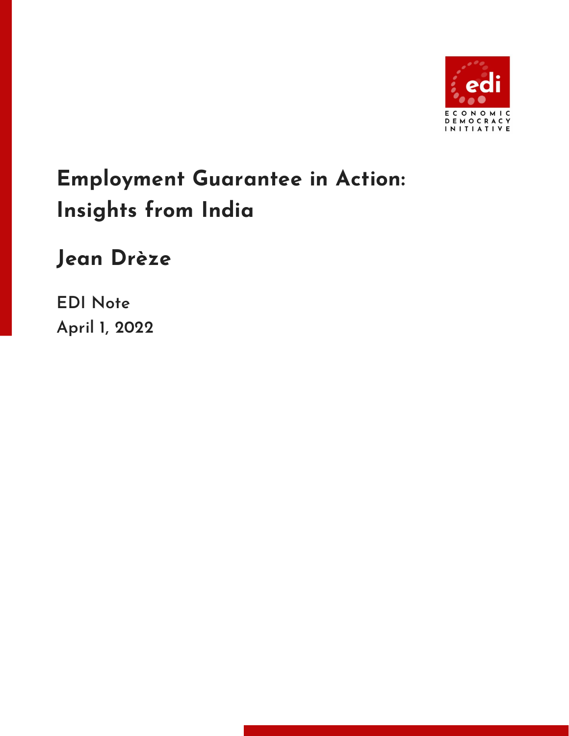ECONOMIC DEMOCRACY INITIATIVE

# Employment Guarantee in Action: Insights from India

## Jean Drèze

EDI Note

April 1, 2022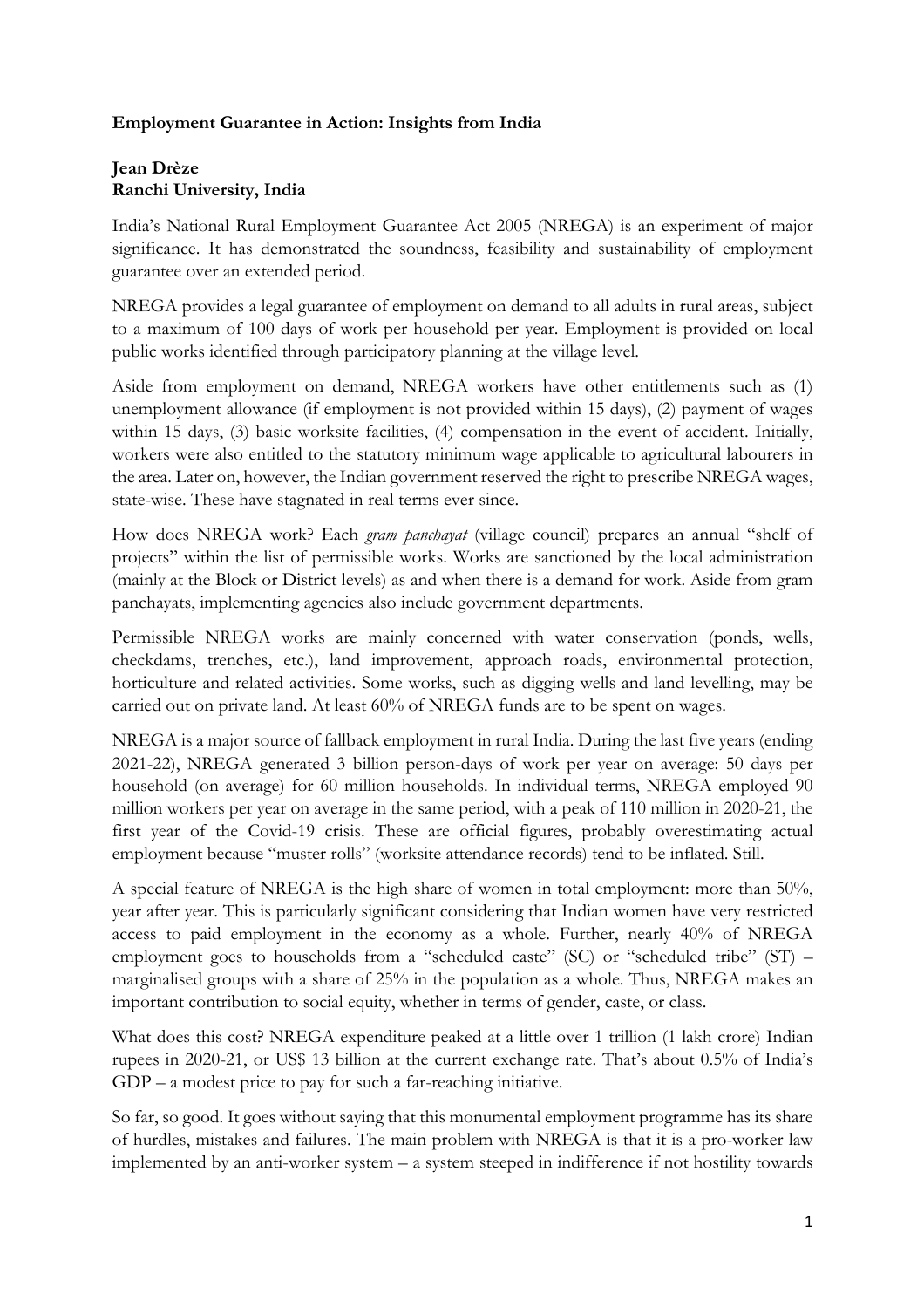**Employment Guarantee in Action: Insights from India**

**Jean Drèze**
**Ranchi University, India**

India's National Rural Employment Guarantee Act 2005 (NREGA) is an experiment of major significance. It has demonstrated the soundness, feasibility and sustainability of employment guarantee over an extended period.

NREGA provides a legal guarantee of employment on demand to all adults in rural areas, subject to a maximum of 100 days of work per household per year. Employment is provided on local public works identified through participatory planning at the village level.

Aside from employment on demand, NREGA workers have other entitlements such as (1) unemployment allowance (if employment is not provided within 15 days), (2) payment of wages within 15 days, (3) basic worksite facilities, (4) compensation in the event of accident. Initially, workers were also entitled to the statutory minimum wage applicable to agricultural labourers in the area. Later on, however, the Indian government reserved the right to prescribe NREGA wages, state-wise. These have stagnated in real terms ever since.

How does NREGA work? Each *gram panchayat* (village council) prepares an annual "shelf of projects" within the list of permissible works. Works are sanctioned by the local administration (mainly at the Block or District levels) as and when there is a demand for work. Aside from gram panchayats, implementing agencies also include government departments.

Permissible NREGA works are mainly concerned with water conservation (ponds, wells, checkdams, trenches, etc.), land improvement, approach roads, environmental protection, horticulture and related activities. Some works, such as digging wells and land levelling, may be carried out on private land. At least 60% of NREGA funds are to be spent on wages.

NREGA is a major source of fallback employment in rural India. During the last five years (ending 2021-22), NREGA generated 3 billion person-days of work per year on average: 50 days per household (on average) for 60 million households. In individual terms, NREGA employed 90 million workers per year on average in the same period, with a peak of 110 million in 2020-21, the first year of the Covid-19 crisis. These are official figures, probably overestimating actual employment because "muster rolls" (worksite attendance records) tend to be inflated. Still.

A special feature of NREGA is the high share of women in total employment: more than 50%, year after year. This is particularly significant considering that Indian women have very restricted access to paid employment in the economy as a whole. Further, nearly 40% of NREGA employment goes to households from a "scheduled caste" (SC) or "scheduled tribe" (ST) – marginalised groups with a share of 25% in the population as a whole. Thus, NREGA makes an important contribution to social equity, whether in terms of gender, caste, or class.

What does this cost? NREGA expenditure peaked at a little over 1 trillion (1 lakh crore) Indian rupees in 2020-21, or US$ 13 billion at the current exchange rate. That's about 0.5% of India's GDP – a modest price to pay for such a far-reaching initiative.

So far, so good. It goes without saying that this monumental employment programme has its share of hurdles, mistakes and failures. The main problem with NREGA is that it is a pro-worker law implemented by an anti-worker system – a system steeped in indifference if not hostility towards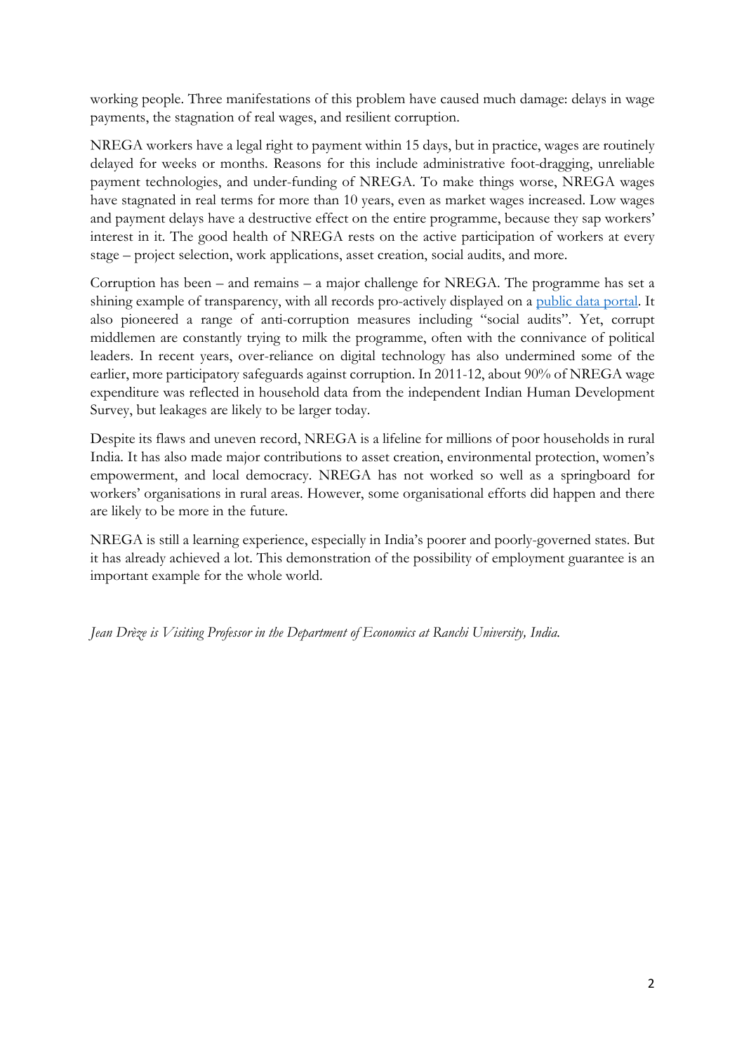working people. Three manifestations of this problem have caused much damage: delays in wage payments, the stagnation of real wages, and resilient corruption.

NREGA workers have a legal right to payment within 15 days, but in practice, wages are routinely delayed for weeks or months. Reasons for this include administrative foot-dragging, unreliable payment technologies, and under-funding of NREGA. To make things worse, NREGA wages have stagnated in real terms for more than 10 years, even as market wages increased. Low wages and payment delays have a destructive effect on the entire programme, because they sap workers' interest in it. The good health of NREGA rests on the active participation of workers at every stage – project selection, work applications, asset creation, social audits, and more.

Corruption has been – and remains – a major challenge for NREGA. The programme has set a shining example of transparency, with all records pro-actively displayed on a public data portal. It also pioneered a range of anti-corruption measures including "social audits". Yet, corrupt middlemen are constantly trying to milk the programme, often with the connivance of political leaders. In recent years, over-reliance on digital technology has also undermined some of the earlier, more participatory safeguards against corruption. In 2011-12, about 90% of NREGA wage expenditure was reflected in household data from the independent Indian Human Development Survey, but leakages are likely to be larger today.

Despite its flaws and uneven record, NREGA is a lifeline for millions of poor households in rural India. It has also made major contributions to asset creation, environmental protection, women's empowerment, and local democracy. NREGA has not worked so well as a springboard for workers' organisations in rural areas. However, some organisational efforts did happen and there are likely to be more in the future.

NREGA is still a learning experience, especially in India's poorer and poorly-governed states. But it has already achieved a lot. This demonstration of the possibility of employment guarantee is an important example for the whole world.

*Jean Drèze is Visiting Professor in the Department of Economics at Ranchi University, India.*